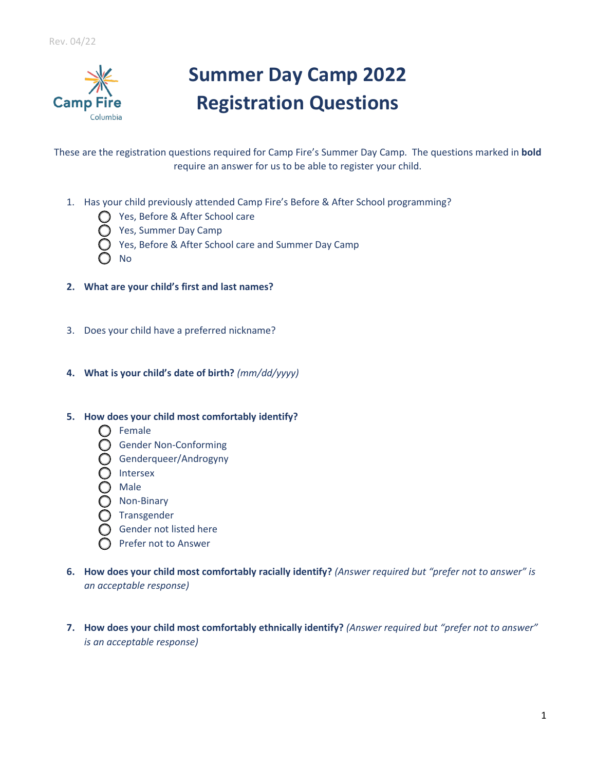Rev. 04/22

# Summer Day Camp 2022
# Registration Questions

These are the registration questions required for Camp Fire's Summer Day Camp. The questions marked in **bold** require an answer for us to be able to register your child.

1. Has your child previously attended Camp Fire's Before & After School programming?
   - ◯ Yes, Before & After School care
   - ◯ Yes, Summer Day Camp
   - ◯ Yes, Before & After School care and Summer Day Camp
   - ◯ No

2. **What are your child's first and last names?**

3. Does your child have a preferred nickname?

4. **What is your child's date of birth?** *(mm/dd/yyyy)*

5. **How does your child most comfortably identify?**
   - ◯ Female
   - ◯ Gender Non-Conforming
   - ◯ Genderqueer/Androgyny
   - ◯ Intersex
   - ◯ Male
   - ◯ Non-Binary
   - ◯ Transgender
   - ◯ Gender not listed here
   - ◯ Prefer not to Answer

6. **How does your child most comfortably racially identify?** *(Answer required but "prefer not to answer" is an acceptable response)*

7. **How does your child most comfortably ethnically identify?** *(Answer required but "prefer not to answer" is an acceptable response)*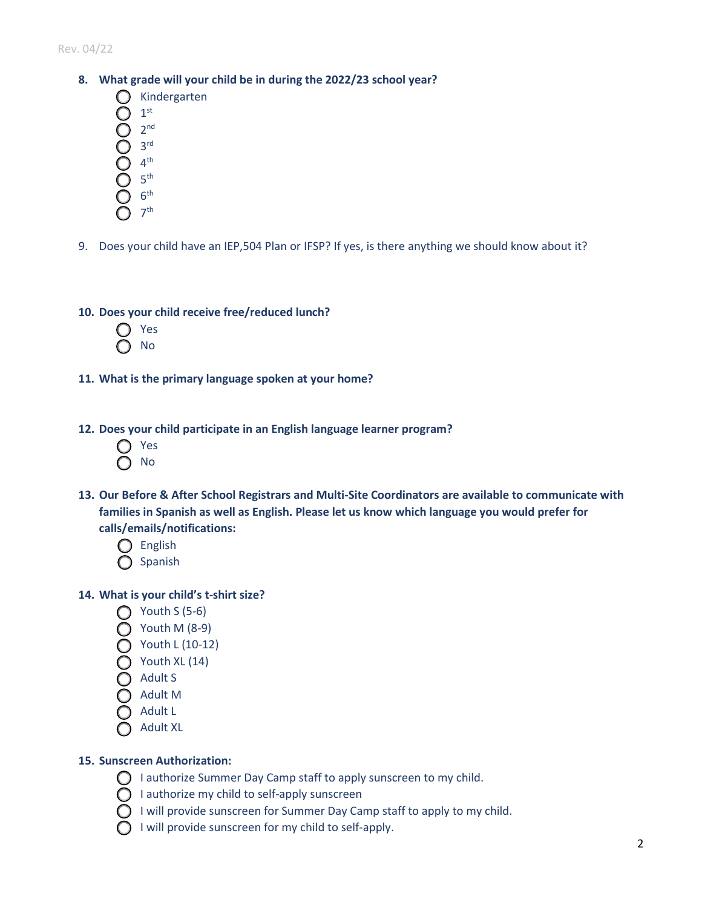**8. What grade will your child be in during the 2022/23 school year?**

- ◯ Kindergarten
- ◯ 1st
- ◯ 2nd
- ◯ 3rd
- ◯ 4th
- ◯ 5th
- ◯ 6th
- ◯ 7th

9. Does your child have an IEP,504 Plan or IFSP? If yes, is there anything we should know about it?

**10. Does your child receive free/reduced lunch?**

- ◯ Yes
- ◯ No

**11. What is the primary language spoken at your home?**

**12. Does your child participate in an English language learner program?**

- ◯ Yes
- ◯ No

**13. Our Before & After School Registrars and Multi-Site Coordinators are available to communicate with families in Spanish as well as English. Please let us know which language you would prefer for calls/emails/notifications:**

- ◯ English
- ◯ Spanish

**14. What is your child's t-shirt size?**

- ◯ Youth S (5-6)
- ◯ Youth M (8-9)
- ◯ Youth L (10-12)
- ◯ Youth XL (14)
- ◯ Adult S
- ◯ Adult M
- ◯ Adult L
- ◯ Adult XL

**15. Sunscreen Authorization:**

- ◯ I authorize Summer Day Camp staff to apply sunscreen to my child.
- ◯ I authorize my child to self-apply sunscreen
- ◯ I will provide sunscreen for Summer Day Camp staff to apply to my child.
- ◯ I will provide sunscreen for my child to self-apply.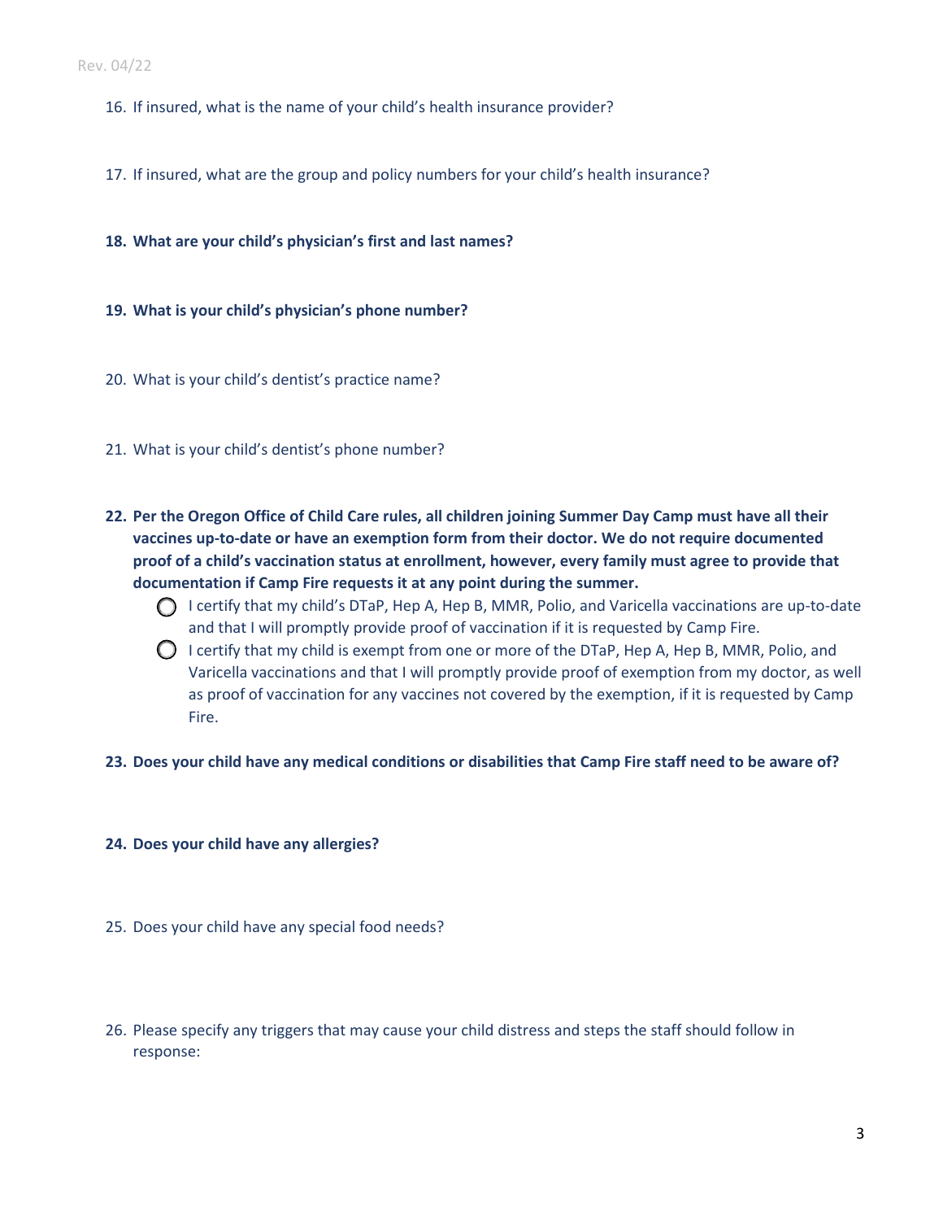16. If insured, what is the name of your child's health insurance provider?

17. If insured, what are the group and policy numbers for your child's health insurance?

18. **What are your child's physician's first and last names?**

19. **What is your child's physician's phone number?**

20. What is your child's dentist's practice name?

21. What is your child's dentist's phone number?

22. **Per the Oregon Office of Child Care rules, all children joining Summer Day Camp must have all their vaccines up-to-date or have an exemption form from their doctor. We do not require documented proof of a child's vaccination status at enrollment, however, every family must agree to provide that documentation if Camp Fire requests it at any point during the summer.**
    - ◯ I certify that my child's DTaP, Hep A, Hep B, MMR, Polio, and Varicella vaccinations are up-to-date and that I will promptly provide proof of vaccination if it is requested by Camp Fire.
    - ◯ I certify that my child is exempt from one or more of the DTaP, Hep A, Hep B, MMR, Polio, and Varicella vaccinations and that I will promptly provide proof of exemption from my doctor, as well as proof of vaccination for any vaccines not covered by the exemption, if it is requested by Camp Fire.

23. **Does your child have any medical conditions or disabilities that Camp Fire staff need to be aware of?**

24. **Does your child have any allergies?**

25. Does your child have any special food needs?

26. Please specify any triggers that may cause your child distress and steps the staff should follow in response: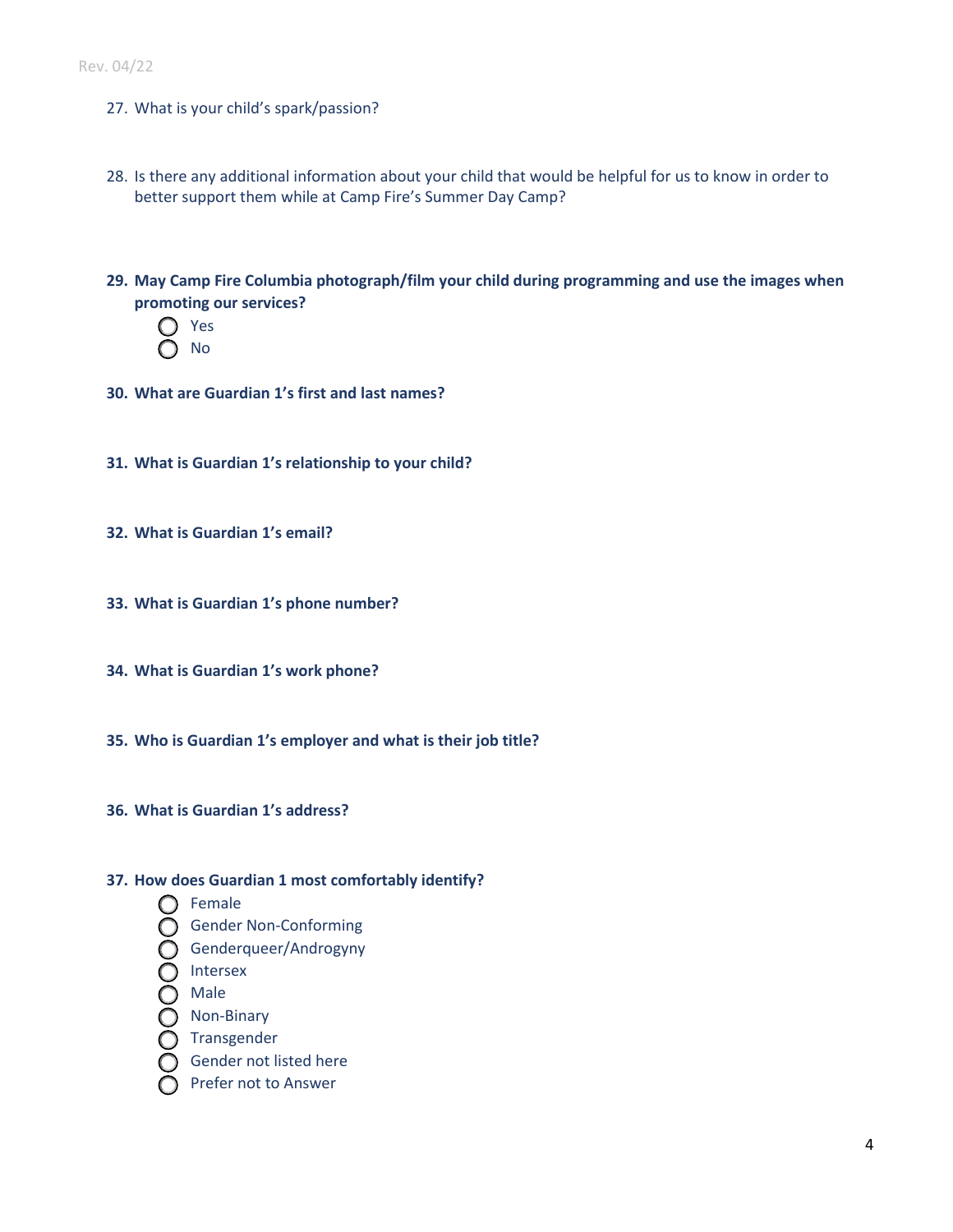27. What is your child's spark/passion?

28. Is there any additional information about your child that would be helpful for us to know in order to better support them while at Camp Fire's Summer Day Camp?

29. **May Camp Fire Columbia photograph/film your child during programming and use the images when promoting our services?**
    - ◯ Yes
    - ◯ No

30. **What are Guardian 1's first and last names?**

31. **What is Guardian 1's relationship to your child?**

32. **What is Guardian 1's email?**

33. **What is Guardian 1's phone number?**

34. **What is Guardian 1's work phone?**

35. **Who is Guardian 1's employer and what is their job title?**

36. **What is Guardian 1's address?**

37. **How does Guardian 1 most comfortably identify?**
    - ◯ Female
    - ◯ Gender Non-Conforming
    - ◯ Genderqueer/Androgyny
    - ◯ Intersex
    - ◯ Male
    - ◯ Non-Binary
    - ◯ Transgender
    - ◯ Gender not listed here
    - ◯ Prefer not to Answer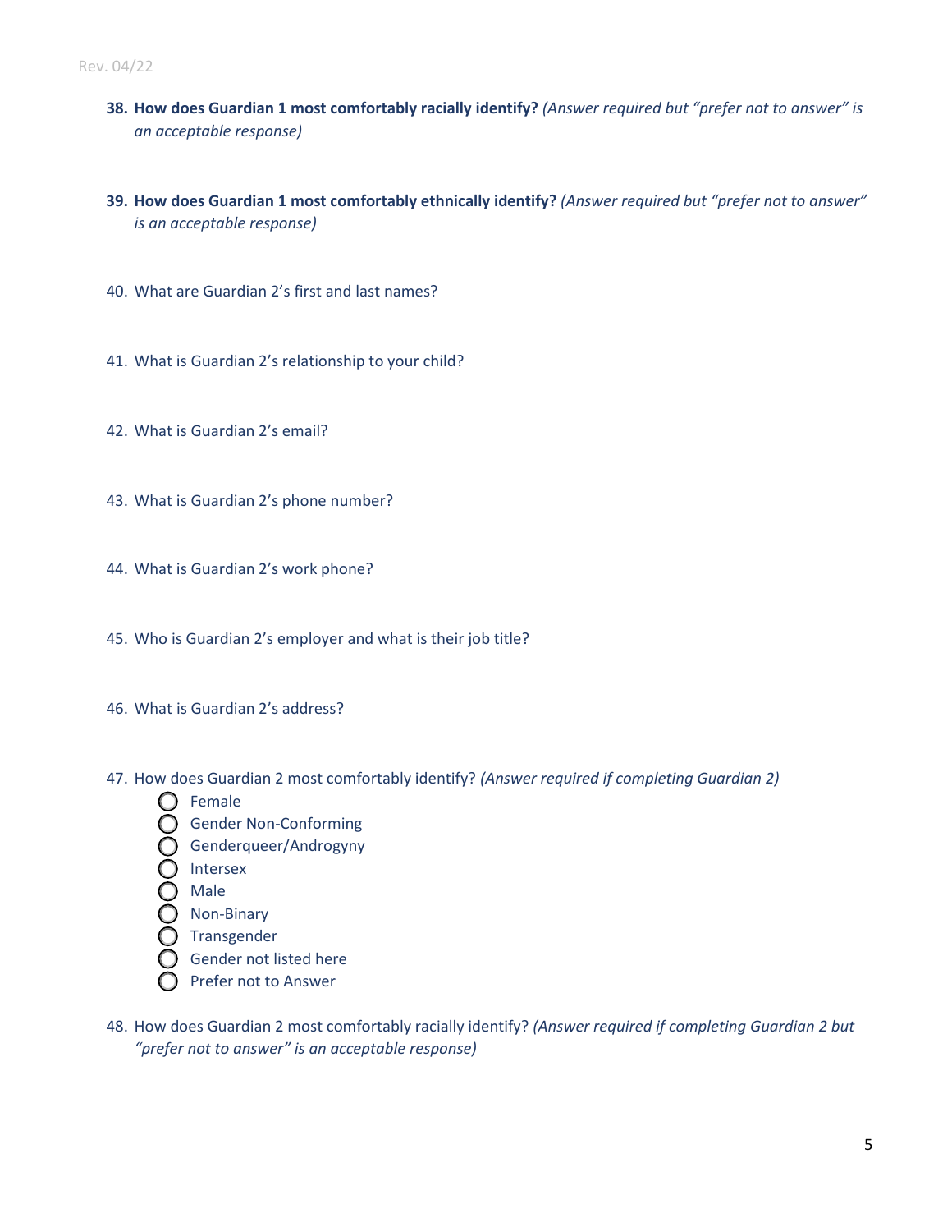38. **How does Guardian 1 most comfortably racially identify?** *(Answer required but "prefer not to answer" is an acceptable response)*

39. **How does Guardian 1 most comfortably ethnically identify?** *(Answer required but "prefer not to answer" is an acceptable response)*

40. What are Guardian 2's first and last names?

41. What is Guardian 2's relationship to your child?

42. What is Guardian 2's email?

43. What is Guardian 2's phone number?

44. What is Guardian 2's work phone?

45. Who is Guardian 2's employer and what is their job title?

46. What is Guardian 2's address?

47. How does Guardian 2 most comfortably identify? *(Answer required if completing Guardian 2)*
    - ○ Female
    - ○ Gender Non-Conforming
    - ○ Genderqueer/Androgyny
    - ○ Intersex
    - ○ Male
    - ○ Non-Binary
    - ○ Transgender
    - ○ Gender not listed here
    - ○ Prefer not to Answer

48. How does Guardian 2 most comfortably racially identify? *(Answer required if completing Guardian 2 but "prefer not to answer" is an acceptable response)*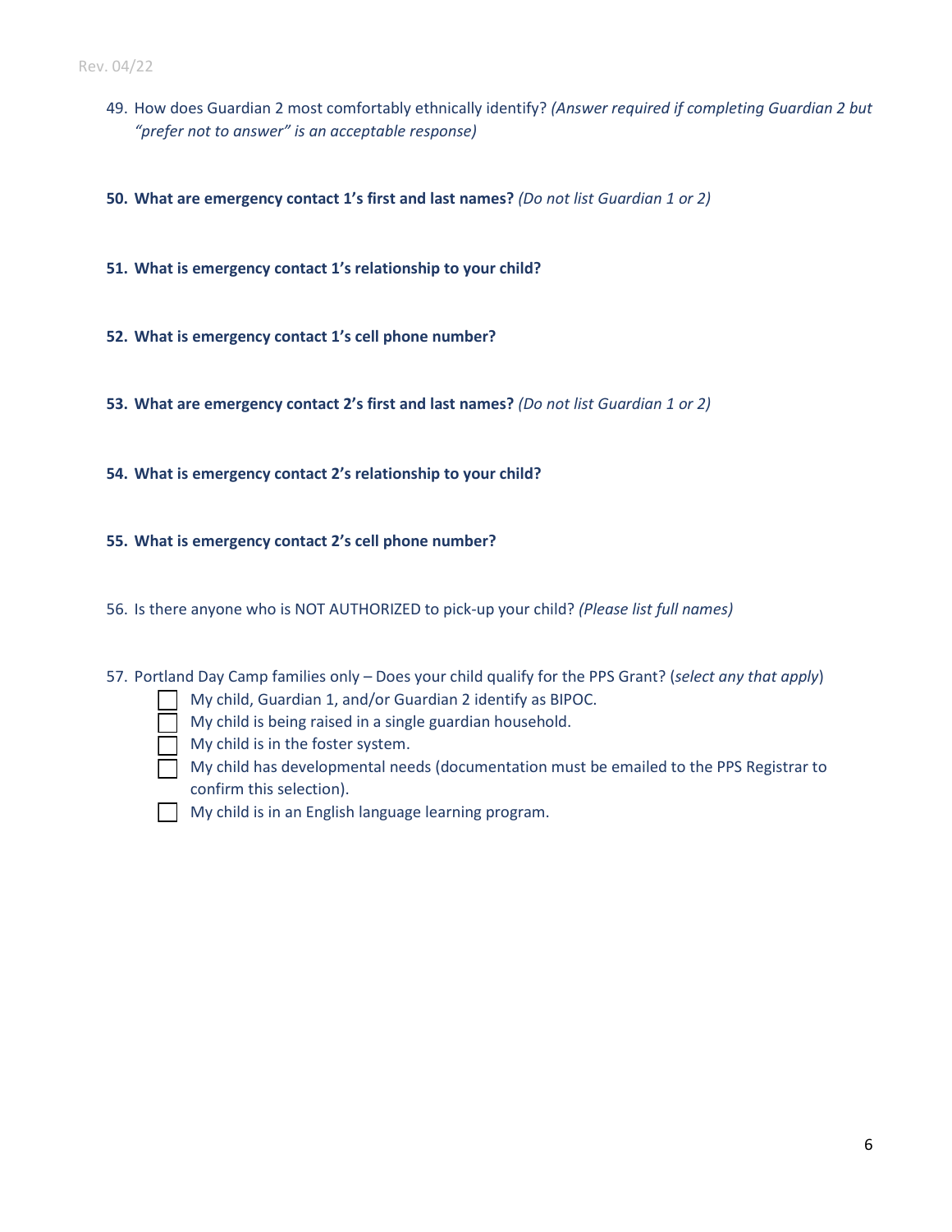49. How does Guardian 2 most comfortably ethnically identify? *(Answer required if completing Guardian 2 but "prefer not to answer" is an acceptable response)*

50. **What are emergency contact 1's first and last names?** *(Do not list Guardian 1 or 2)*

51. **What is emergency contact 1's relationship to your child?**

52. **What is emergency contact 1's cell phone number?**

53. **What are emergency contact 2's first and last names?** *(Do not list Guardian 1 or 2)*

54. **What is emergency contact 2's relationship to your child?**

55. **What is emergency contact 2's cell phone number?**

56. Is there anyone who is NOT AUTHORIZED to pick-up your child? *(Please list full names)*

57. Portland Day Camp families only – Does your child qualify for the PPS Grant? (*select any that apply*)
    - ☐ My child, Guardian 1, and/or Guardian 2 identify as BIPOC.
    - ☐ My child is being raised in a single guardian household.
    - ☐ My child is in the foster system.
    - ☐ My child has developmental needs (documentation must be emailed to the PPS Registrar to confirm this selection).
    - ☐ My child is in an English language learning program.